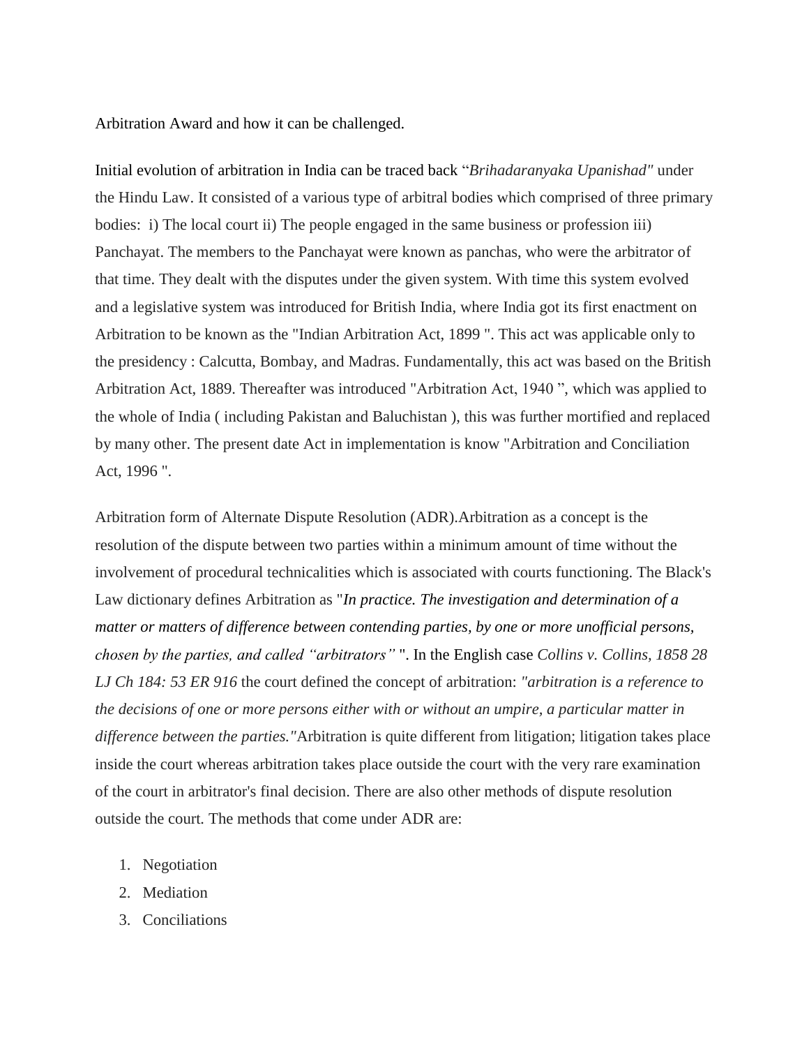Arbitration Award and how it can be challenged.

Initial evolution of arbitration in India can be traced back "*Brihadaranyaka Upanishad"* under the Hindu Law. It consisted of a various type of arbitral bodies which comprised of three primary bodies: i) The local court ii) The people engaged in the same business or profession iii) Panchayat. The members to the Panchayat were known as panchas, who were the arbitrator of that time. They dealt with the disputes under the given system. With time this system evolved and a legislative system was introduced for British India, where India got its first enactment on Arbitration to be known as the "Indian Arbitration Act, 1899 ". This act was applicable only to the presidency : Calcutta, Bombay, and Madras. Fundamentally, this act was based on the British Arbitration Act, 1889. Thereafter was introduced "Arbitration Act, 1940 ", which was applied to the whole of India ( including Pakistan and Baluchistan ), this was further mortified and replaced by many other. The present date Act in implementation is know "Arbitration and Conciliation Act, 1996 ".

Arbitration form of Alternate Dispute Resolution (ADR).Arbitration as a concept is the resolution of the dispute between two parties within a minimum amount of time without the involvement of procedural technicalities which is associated with courts functioning. The Black's Law dictionary defines Arbitration as "*In practice. The investigation and determination of a matter or matters of difference between contending parties, by one or more unofficial persons, chosen by the parties, and called "arbitrators"* ". In the English case *Collins v. Collins, 1858 28 LJ Ch 184: 53 ER 916* the court defined the concept of arbitration: *"arbitration is a reference to the decisions of one or more persons either with or without an umpire, a particular matter in difference between the parties."*Arbitration is quite different from litigation; litigation takes place inside the court whereas arbitration takes place outside the court with the very rare examination of the court in arbitrator's final decision. There are also other methods of dispute resolution outside the court. The methods that come under ADR are:

1. Negotiation
2. Mediation
3. Conciliations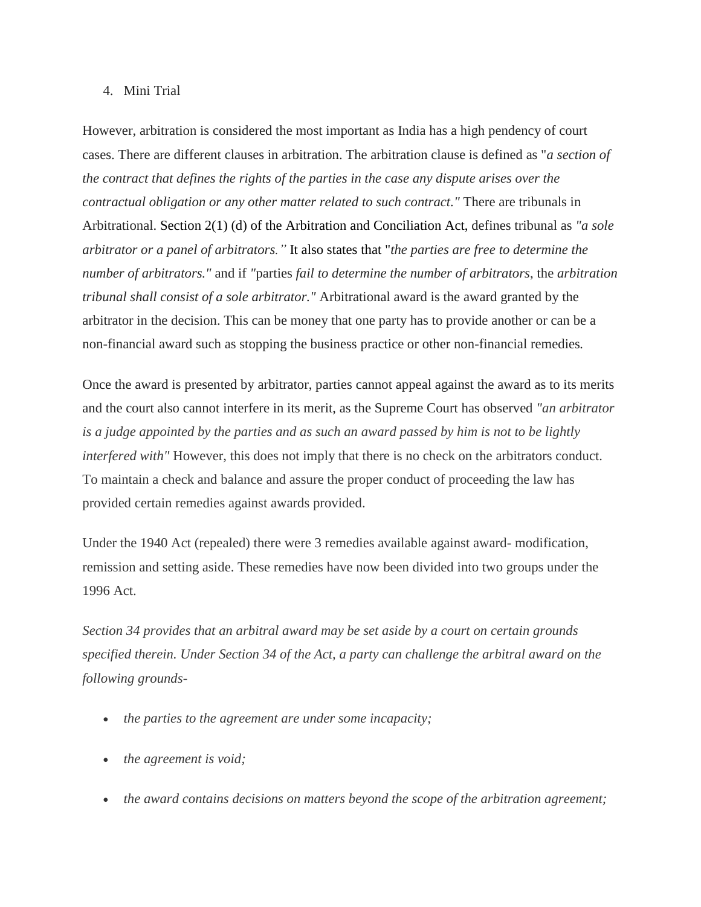4. Mini Trial

However, arbitration is considered the most important as India has a high pendency of court cases. There are different clauses in arbitration. The arbitration clause is defined as "*a section of the contract that defines the rights of the parties in the case any dispute arises over the contractual obligation or any other matter related to such contract."* There are tribunals in Arbitrational. Section 2(1) (d) of the Arbitration and Conciliation Act, defines tribunal as *"a sole arbitrator or a panel of arbitrators."* It also states that "*the parties are free to determine the number of arbitrators."* and if *"*parties *fail to determine the number of arbitrators*, the *arbitration tribunal shall consist of a sole arbitrator."* Arbitrational award is the award granted by the arbitrator in the decision. This can be money that one party has to provide another or can be a non-financial award such as stopping the business practice or other non-financial remedies.

Once the award is presented by arbitrator, parties cannot appeal against the award as to its merits and the court also cannot interfere in its merit, as the Supreme Court has observed *"an arbitrator is a judge appointed by the parties and as such an award passed by him is not to be lightly interfered with"* However, this does not imply that there is no check on the arbitrators conduct. To maintain a check and balance and assure the proper conduct of proceeding the law has provided certain remedies against awards provided.

Under the 1940 Act (repealed) there were 3 remedies available against award- modification, remission and setting aside. These remedies have now been divided into two groups under the 1996 Act.

*Section 34 provides that an arbitral award may be set aside by a court on certain grounds specified therein. Under Section 34 of the Act, a party can challenge the arbitral award on the following grounds-*

- *the parties to the agreement are under some incapacity;*
- *the agreement is void;*
- *the award contains decisions on matters beyond the scope of the arbitration agreement;*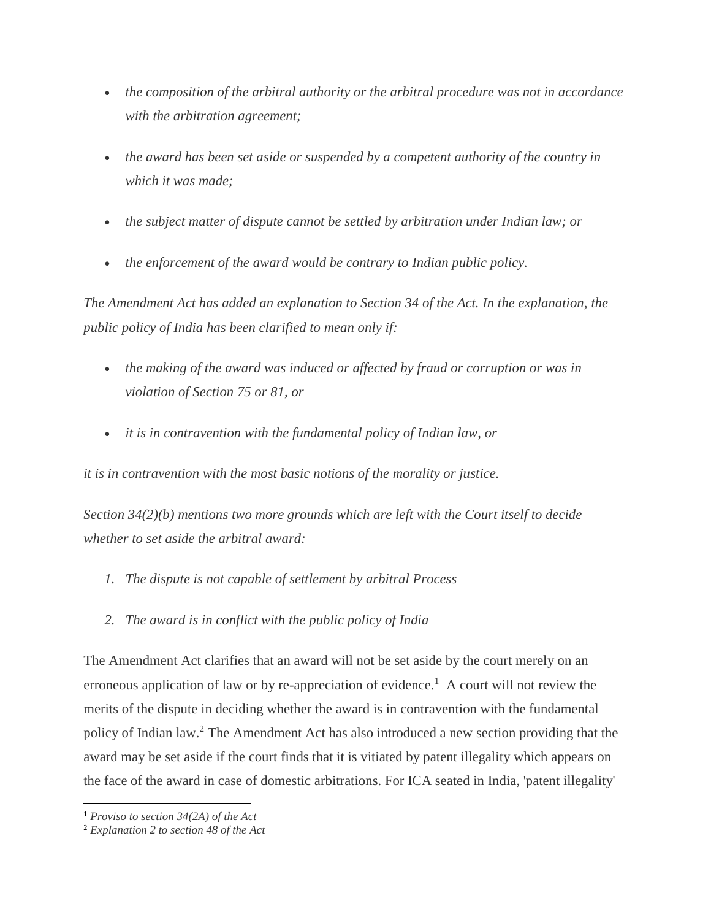- *the composition of the arbitral authority or the arbitral procedure was not in accordance with the arbitration agreement;*
- *the award has been set aside or suspended by a competent authority of the country in which it was made;*
- *the subject matter of dispute cannot be settled by arbitration under Indian law; or*
- *the enforcement of the award would be contrary to Indian public policy.*

*The Amendment Act has added an explanation to Section 34 of the Act. In the explanation, the public policy of India has been clarified to mean only if:*

- *the making of the award was induced or affected by fraud or corruption or was in violation of Section 75 or 81, or*
- *it is in contravention with the fundamental policy of Indian law, or*

*it is in contravention with the most basic notions of the morality or justice.*

*Section 34(2)(b) mentions two more grounds which are left with the Court itself to decide whether to set aside the arbitral award:*

1. *The dispute is not capable of settlement by arbitral Process*
2. *The award is in conflict with the public policy of India*

The Amendment Act clarifies that an award will not be set aside by the court merely on an erroneous application of law or by re-appreciation of evidence.[1] A court will not review the merits of the dispute in deciding whether the award is in contravention with the fundamental policy of Indian law.[2] The Amendment Act has also introduced a new section providing that the award may be set aside if the court finds that it is vitiated by patent illegality which appears on the face of the award in case of domestic arbitrations. For ICA seated in India, 'patent illegality'

---

[1] *Proviso to section 34(2A) of the Act*

[2] *Explanation 2 to section 48 of the Act*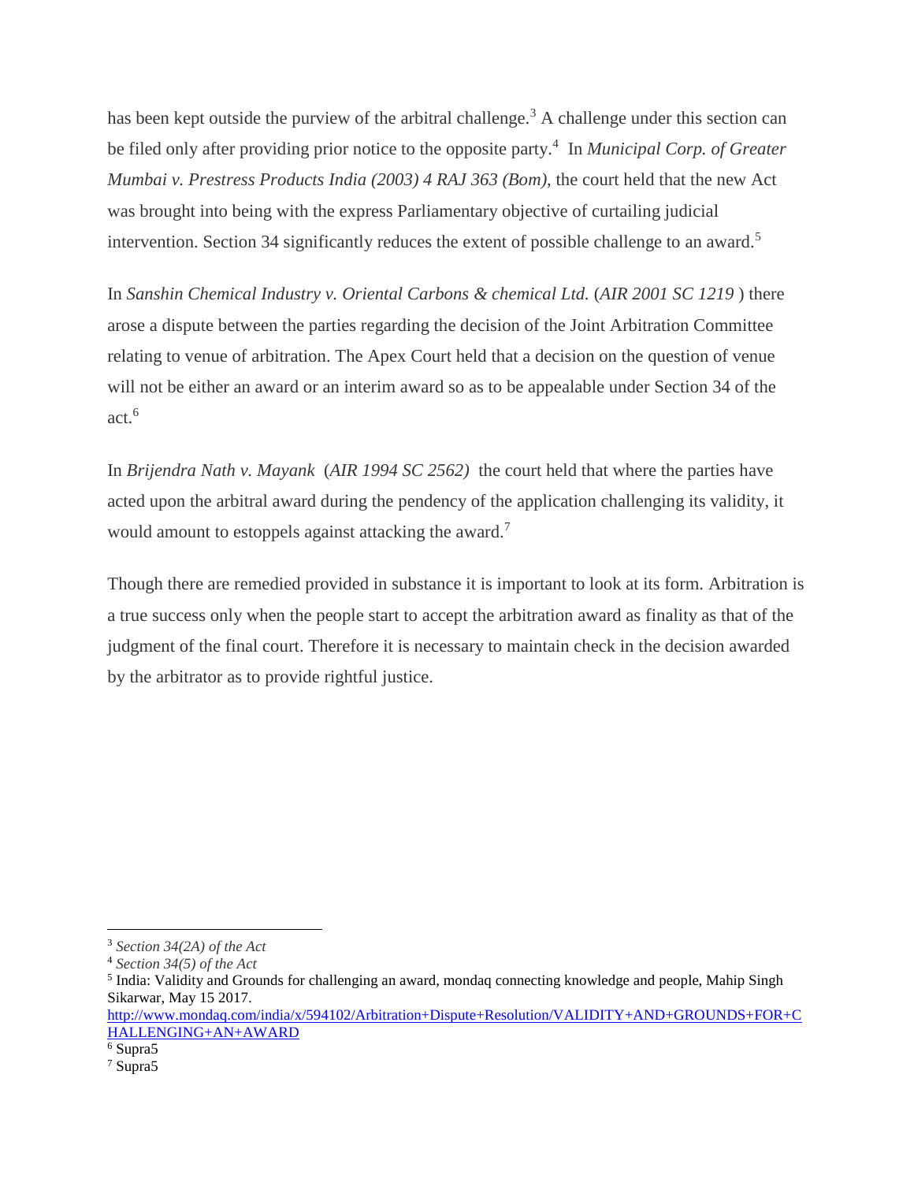has been kept outside the purview of the arbitral challenge.[3] A challenge under this section can be filed only after providing prior notice to the opposite party.[4] In *Municipal Corp. of Greater Mumbai v. Prestress Products India (2003) 4 RAJ 363 (Bom)*, the court held that the new Act was brought into being with the express Parliamentary objective of curtailing judicial intervention. Section 34 significantly reduces the extent of possible challenge to an award.[5]

In *Sanshin Chemical Industry v. Oriental Carbons & chemical Ltd.* (*AIR 2001 SC 1219* ) there arose a dispute between the parties regarding the decision of the Joint Arbitration Committee relating to venue of arbitration. The Apex Court held that a decision on the question of venue will not be either an award or an interim award so as to be appealable under Section 34 of the act.[6]

In *Brijendra Nath v. Mayank* (*AIR 1994 SC 2562)* the court held that where the parties have acted upon the arbitral award during the pendency of the application challenging its validity, it would amount to estoppels against attacking the award.[7]

Though there are remedied provided in substance it is important to look at its form. Arbitration is a true success only when the people start to accept the arbitration award as finality as that of the judgment of the final court. Therefore it is necessary to maintain check in the decision awarded by the arbitrator as to provide rightful justice.

---

[3] *Section 34(2A) of the Act*

[4] *Section 34(5) of the Act*

[5] India: Validity and Grounds for challenging an award, mondaq connecting knowledge and people, Mahip Singh Sikarwar, May 15 2017. http://www.mondaq.com/india/x/594102/Arbitration+Dispute+Resolution/VALIDITY+AND+GROUNDS+FOR+CHALLENGING+AN+AWARD

[6] Supra5

[7] Supra5